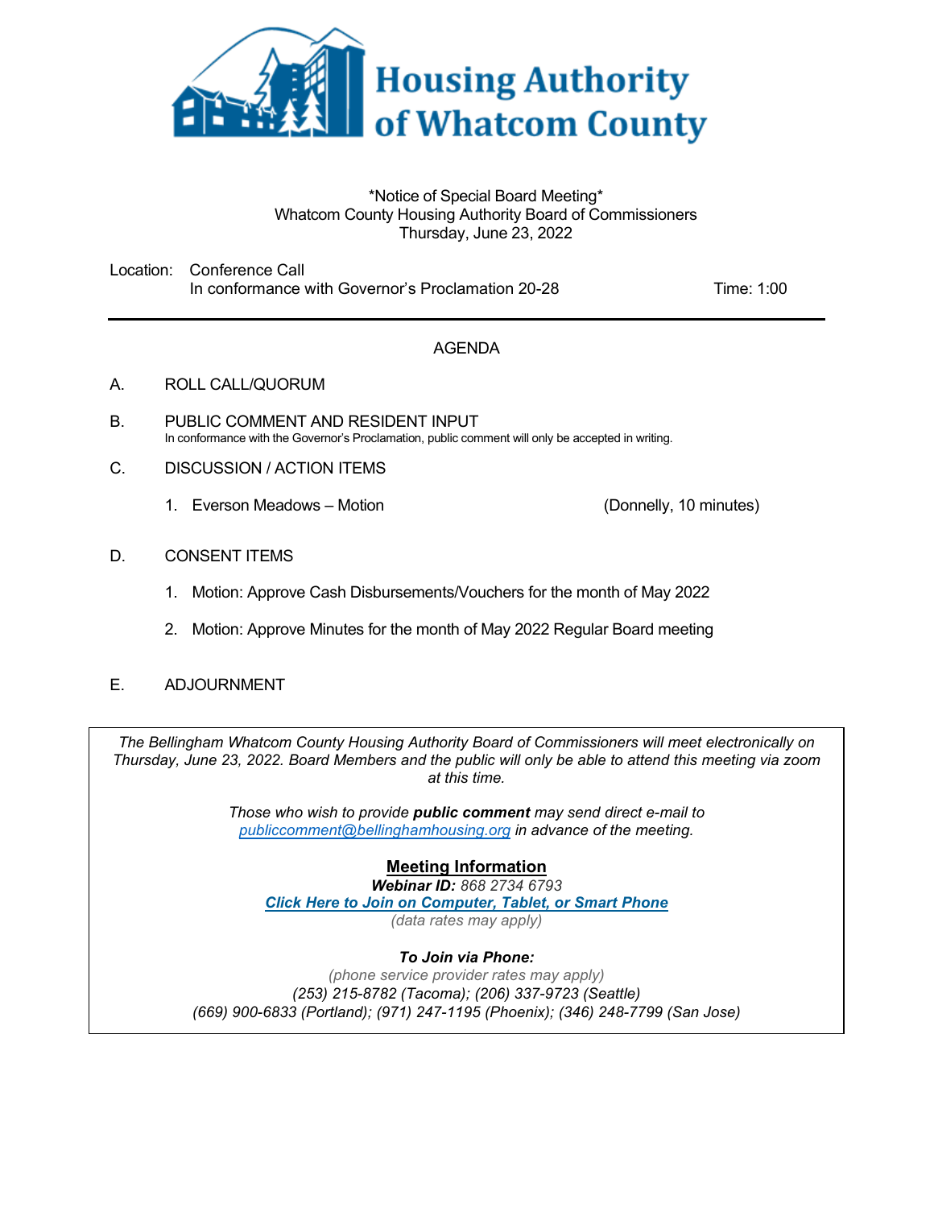# Housing Authority of Whatcom County

*Notice of Special Board Meeting*
Whatcom County Housing Authority Board of Commissioners
Thursday, June 23, 2022

Location: Conference Call
In conformance with Governor's Proclamation 20-28 Time: 1:00

---

## AGENDA

A. ROLL CALL/QUORUM

B. PUBLIC COMMENT AND RESIDENT INPUT
In conformance with the Governor's Proclamation, public comment will only be accepted in writing.

C. DISCUSSION / ACTION ITEMS

1. Everson Meadows – Motion (Donnelly, 10 minutes)

D. CONSENT ITEMS

1. Motion: Approve Cash Disbursements/Vouchers for the month of May 2022
2. Motion: Approve Minutes for the month of May 2022 Regular Board meeting

E. ADJOURNMENT

*The Bellingham Whatcom County Housing Authority Board of Commissioners will meet electronically on Thursday, June 23, 2022. Board Members and the public will only be able to attend this meeting via zoom at this time.*

*Those who wish to provide **public comment** may send direct e-mail to publiccomment@bellinghamhousing.org in advance of the meeting.*

**Meeting Information**

***Webinar ID:*** *868 2734 6793*

***Click Here to Join on Computer, Tablet, or Smart Phone***

*(data rates may apply)*

***To Join via Phone:***

*(phone service provider rates may apply)*

*(253) 215-8782 (Tacoma); (206) 337-9723 (Seattle)*

*(669) 900-6833 (Portland); (971) 247-1195 (Phoenix); (346) 248-7799 (San Jose)*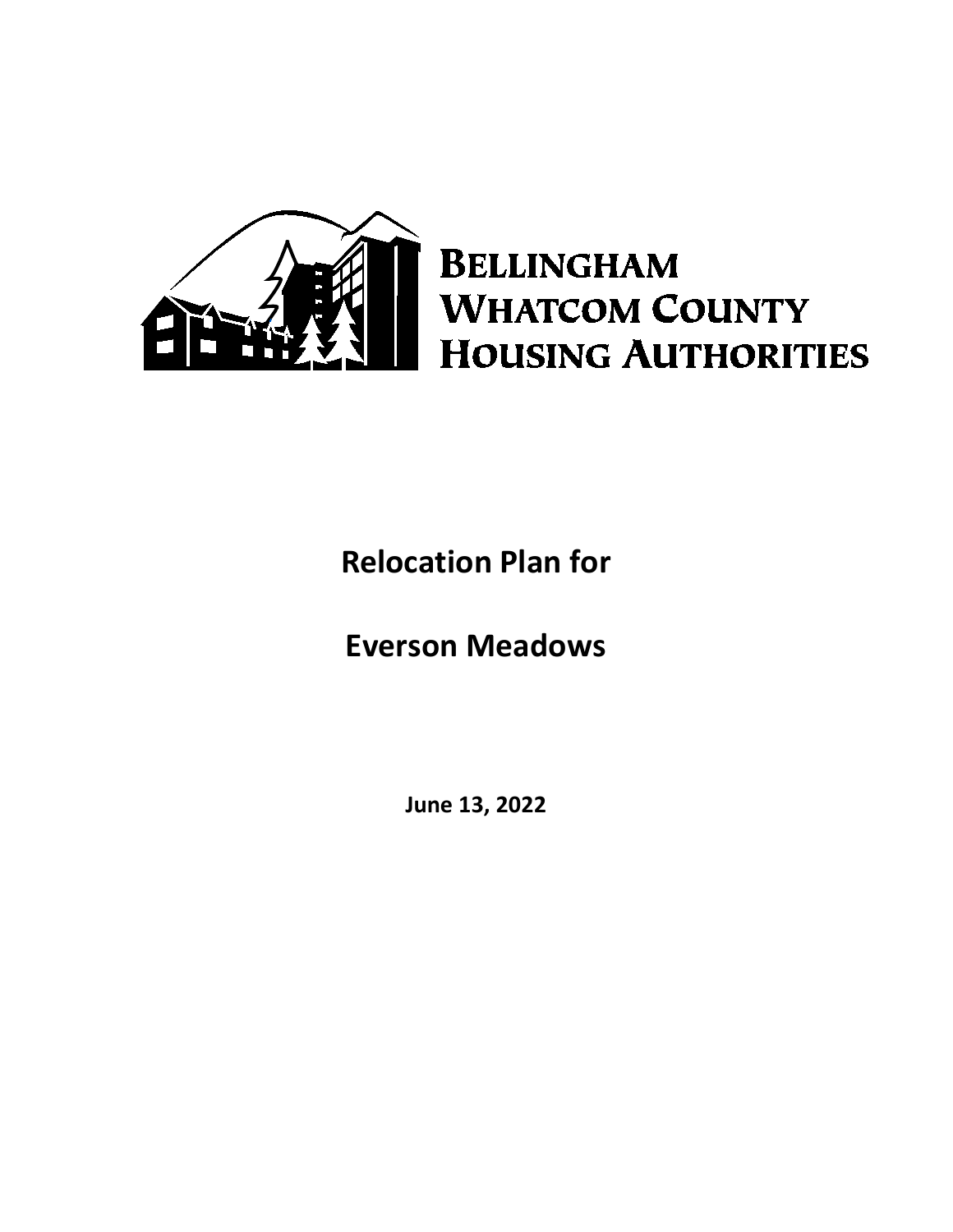# Bellingham Whatcom County Housing Authorities

**Relocation Plan for**

**Everson Meadows**

**June 13, 2022**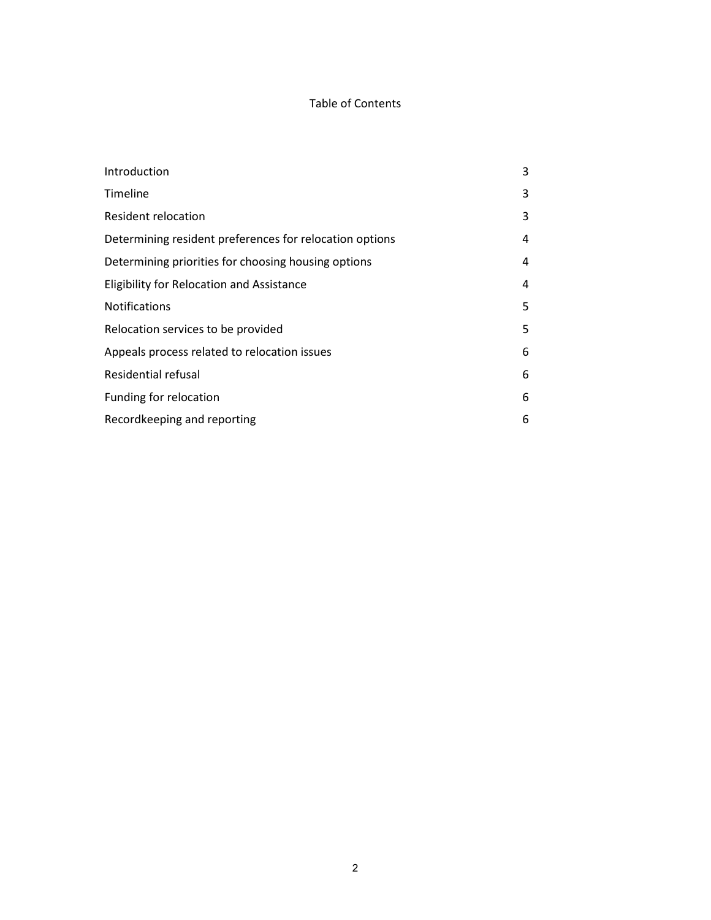# Table of Contents

| | |
|---|---|
| Introduction | 3 |
| Timeline | 3 |
| Resident relocation | 3 |
| Determining resident preferences for relocation options | 4 |
| Determining priorities for choosing housing options | 4 |
| Eligibility for Relocation and Assistance | 4 |
| Notifications | 5 |
| Relocation services to be provided | 5 |
| Appeals process related to relocation issues | 6 |
| Residential refusal | 6 |
| Funding for relocation | 6 |
| Recordkeeping and reporting | 6 |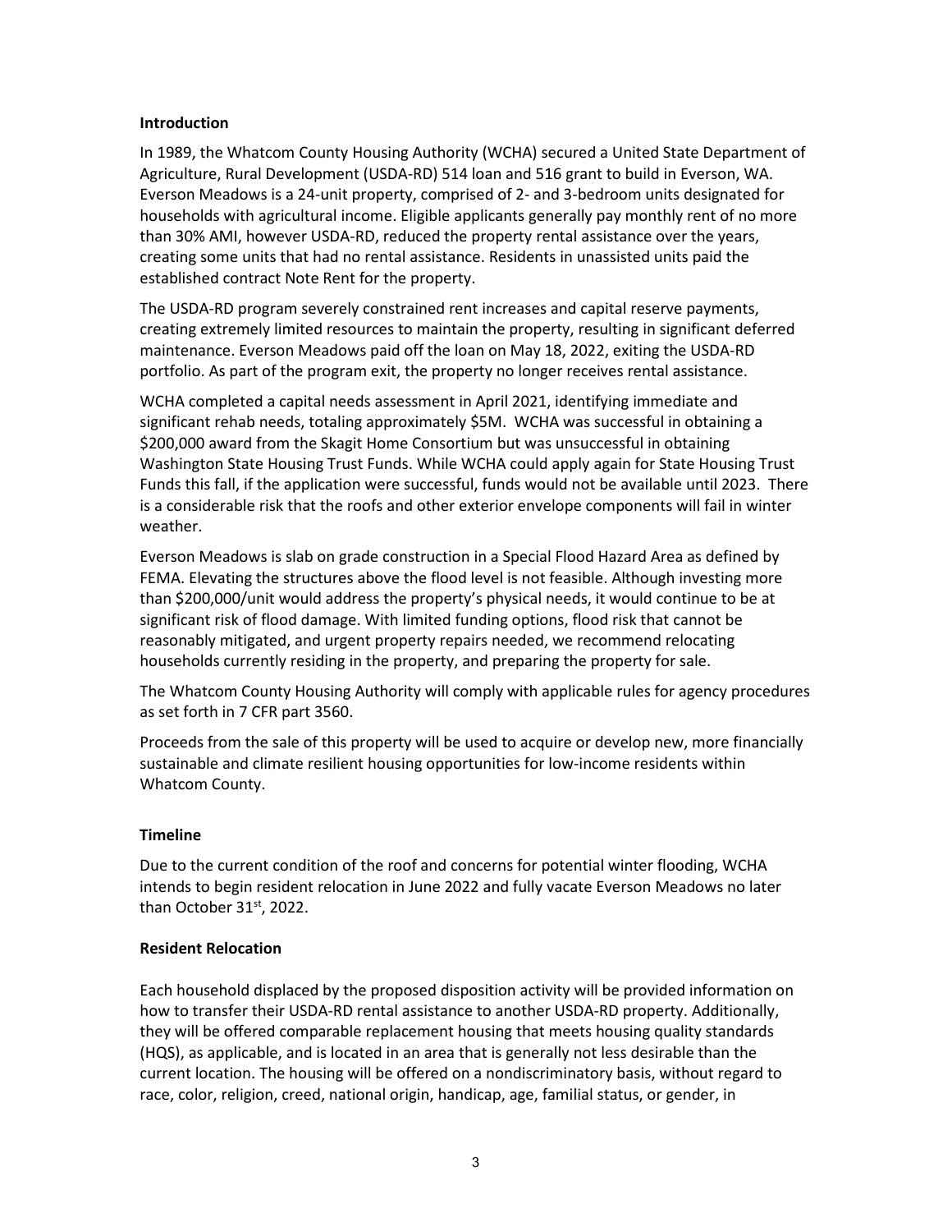**Introduction**

In 1989, the Whatcom County Housing Authority (WCHA) secured a United State Department of Agriculture, Rural Development (USDA-RD) 514 loan and 516 grant to build in Everson, WA. Everson Meadows is a 24-unit property, comprised of 2- and 3-bedroom units designated for households with agricultural income. Eligible applicants generally pay monthly rent of no more than 30% AMI, however USDA-RD, reduced the property rental assistance over the years, creating some units that had no rental assistance. Residents in unassisted units paid the established contract Note Rent for the property.

The USDA-RD program severely constrained rent increases and capital reserve payments, creating extremely limited resources to maintain the property, resulting in significant deferred maintenance. Everson Meadows paid off the loan on May 18, 2022, exiting the USDA-RD portfolio. As part of the program exit, the property no longer receives rental assistance.

WCHA completed a capital needs assessment in April 2021, identifying immediate and significant rehab needs, totaling approximately $5M. WCHA was successful in obtaining a $200,000 award from the Skagit Home Consortium but was unsuccessful in obtaining Washington State Housing Trust Funds. While WCHA could apply again for State Housing Trust Funds this fall, if the application were successful, funds would not be available until 2023. There is a considerable risk that the roofs and other exterior envelope components will fail in winter weather.

Everson Meadows is slab on grade construction in a Special Flood Hazard Area as defined by FEMA. Elevating the structures above the flood level is not feasible. Although investing more than $200,000/unit would address the property's physical needs, it would continue to be at significant risk of flood damage. With limited funding options, flood risk that cannot be reasonably mitigated, and urgent property repairs needed, we recommend relocating households currently residing in the property, and preparing the property for sale.

The Whatcom County Housing Authority will comply with applicable rules for agency procedures as set forth in 7 CFR part 3560.

Proceeds from the sale of this property will be used to acquire or develop new, more financially sustainable and climate resilient housing opportunities for low-income residents within Whatcom County.

**Timeline**

Due to the current condition of the roof and concerns for potential winter flooding, WCHA intends to begin resident relocation in June 2022 and fully vacate Everson Meadows no later than October 31st, 2022.

**Resident Relocation**

Each household displaced by the proposed disposition activity will be provided information on how to transfer their USDA-RD rental assistance to another USDA-RD property. Additionally, they will be offered comparable replacement housing that meets housing quality standards (HQS), as applicable, and is located in an area that is generally not less desirable than the current location. The housing will be offered on a nondiscriminatory basis, without regard to race, color, religion, creed, national origin, handicap, age, familial status, or gender, in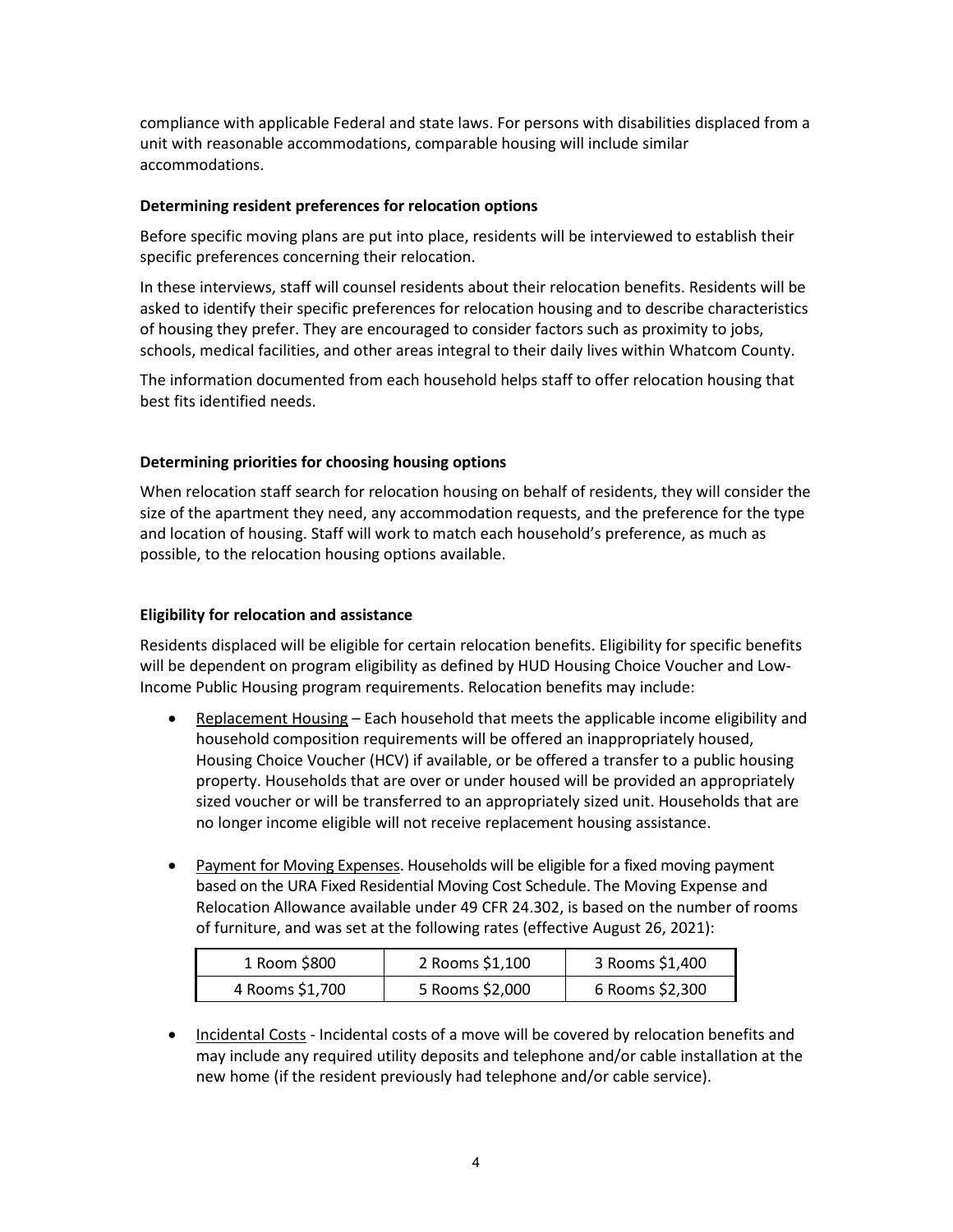compliance with applicable Federal and state laws. For persons with disabilities displaced from a unit with reasonable accommodations, comparable housing will include similar accommodations.

**Determining resident preferences for relocation options**

Before specific moving plans are put into place, residents will be interviewed to establish their specific preferences concerning their relocation.

In these interviews, staff will counsel residents about their relocation benefits. Residents will be asked to identify their specific preferences for relocation housing and to describe characteristics of housing they prefer. They are encouraged to consider factors such as proximity to jobs, schools, medical facilities, and other areas integral to their daily lives within Whatcom County.

The information documented from each household helps staff to offer relocation housing that best fits identified needs.

**Determining priorities for choosing housing options**

When relocation staff search for relocation housing on behalf of residents, they will consider the size of the apartment they need, any accommodation requests, and the preference for the type and location of housing. Staff will work to match each household's preference, as much as possible, to the relocation housing options available.

**Eligibility for relocation and assistance**

Residents displaced will be eligible for certain relocation benefits. Eligibility for specific benefits will be dependent on program eligibility as defined by HUD Housing Choice Voucher and Low-Income Public Housing program requirements. Relocation benefits may include:

- Replacement Housing – Each household that meets the applicable income eligibility and household composition requirements will be offered an inappropriately housed, Housing Choice Voucher (HCV) if available, or be offered a transfer to a public housing property. Households that are over or under housed will be provided an appropriately sized voucher or will be transferred to an appropriately sized unit. Households that are no longer income eligible will not receive replacement housing assistance.

- Payment for Moving Expenses. Households will be eligible for a fixed moving payment based on the URA Fixed Residential Moving Cost Schedule. The Moving Expense and Relocation Allowance available under 49 CFR 24.302, is based on the number of rooms of furniture, and was set at the following rates (effective August 26, 2021):

| | | |
|---|---|---|
| 1 Room $800 | 2 Rooms $1,100 | 3 Rooms $1,400 |
| 4 Rooms $1,700 | 5 Rooms $2,000 | 6 Rooms $2,300 |

- Incidental Costs - Incidental costs of a move will be covered by relocation benefits and may include any required utility deposits and telephone and/or cable installation at the new home (if the resident previously had telephone and/or cable service).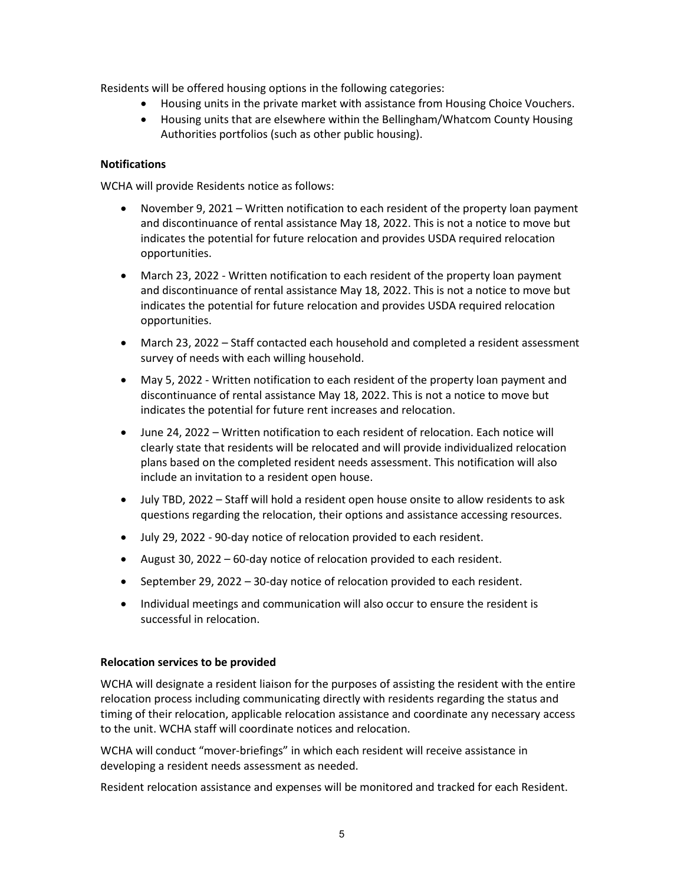Residents will be offered housing options in the following categories:

- Housing units in the private market with assistance from Housing Choice Vouchers.
- Housing units that are elsewhere within the Bellingham/Whatcom County Housing Authorities portfolios (such as other public housing).

**Notifications**

WCHA will provide Residents notice as follows:

- November 9, 2021 – Written notification to each resident of the property loan payment and discontinuance of rental assistance May 18, 2022. This is not a notice to move but indicates the potential for future relocation and provides USDA required relocation opportunities.
- March 23, 2022 - Written notification to each resident of the property loan payment and discontinuance of rental assistance May 18, 2022. This is not a notice to move but indicates the potential for future relocation and provides USDA required relocation opportunities.
- March 23, 2022 – Staff contacted each household and completed a resident assessment survey of needs with each willing household.
- May 5, 2022 - Written notification to each resident of the property loan payment and discontinuance of rental assistance May 18, 2022. This is not a notice to move but indicates the potential for future rent increases and relocation.
- June 24, 2022 – Written notification to each resident of relocation. Each notice will clearly state that residents will be relocated and will provide individualized relocation plans based on the completed resident needs assessment. This notification will also include an invitation to a resident open house.
- July TBD, 2022 – Staff will hold a resident open house onsite to allow residents to ask questions regarding the relocation, their options and assistance accessing resources.
- July 29, 2022 - 90-day notice of relocation provided to each resident.
- August 30, 2022 – 60-day notice of relocation provided to each resident.
- September 29, 2022 – 30-day notice of relocation provided to each resident.
- Individual meetings and communication will also occur to ensure the resident is successful in relocation.

**Relocation services to be provided**

WCHA will designate a resident liaison for the purposes of assisting the resident with the entire relocation process including communicating directly with residents regarding the status and timing of their relocation, applicable relocation assistance and coordinate any necessary access to the unit. WCHA staff will coordinate notices and relocation.

WCHA will conduct "mover-briefings" in which each resident will receive assistance in developing a resident needs assessment as needed.

Resident relocation assistance and expenses will be monitored and tracked for each Resident.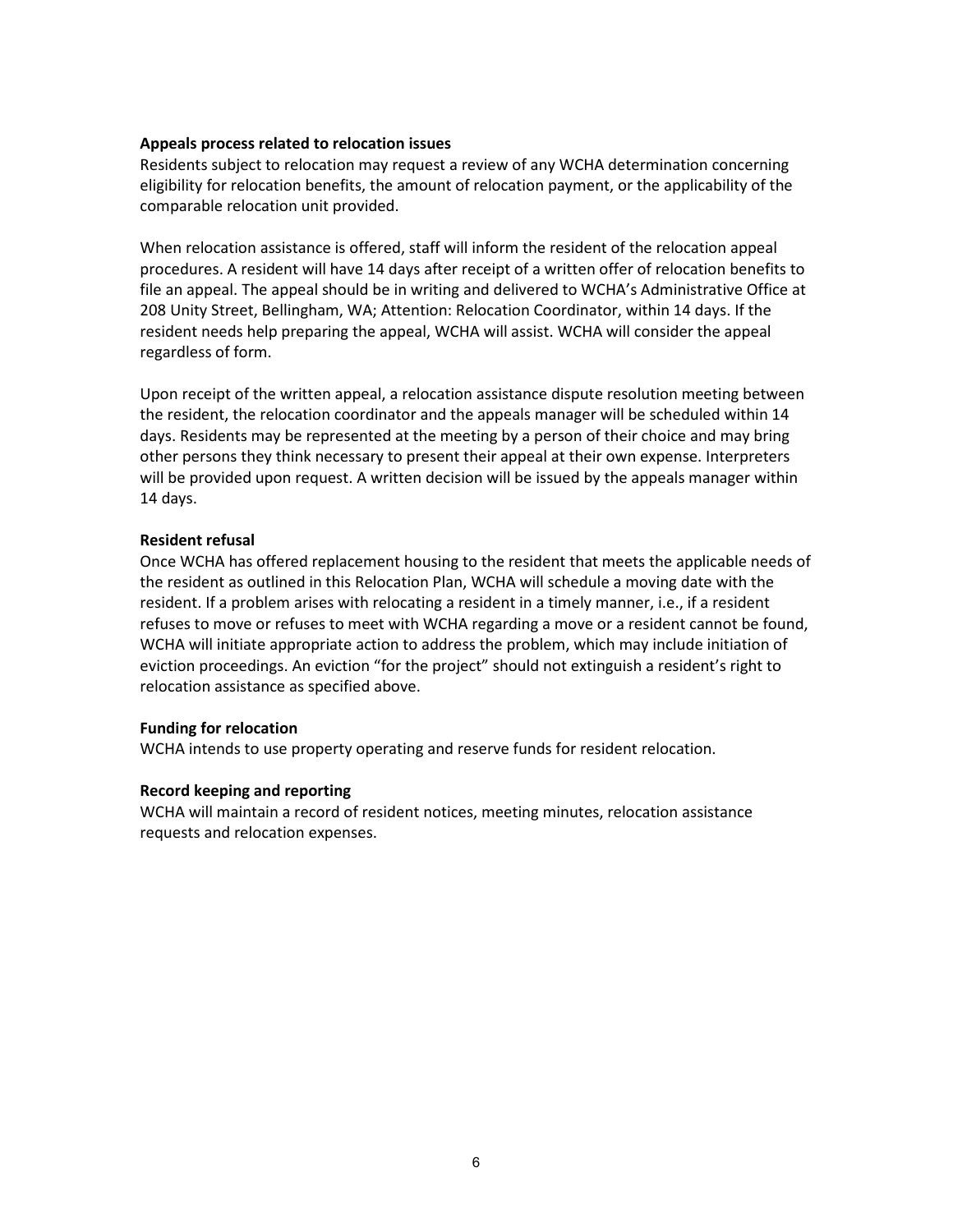**Appeals process related to relocation issues**

Residents subject to relocation may request a review of any WCHA determination concerning eligibility for relocation benefits, the amount of relocation payment, or the applicability of the comparable relocation unit provided.

When relocation assistance is offered, staff will inform the resident of the relocation appeal procedures. A resident will have 14 days after receipt of a written offer of relocation benefits to file an appeal. The appeal should be in writing and delivered to WCHA's Administrative Office at 208 Unity Street, Bellingham, WA; Attention: Relocation Coordinator, within 14 days. If the resident needs help preparing the appeal, WCHA will assist. WCHA will consider the appeal regardless of form.

Upon receipt of the written appeal, a relocation assistance dispute resolution meeting between the resident, the relocation coordinator and the appeals manager will be scheduled within 14 days. Residents may be represented at the meeting by a person of their choice and may bring other persons they think necessary to present their appeal at their own expense. Interpreters will be provided upon request. A written decision will be issued by the appeals manager within 14 days.

**Resident refusal**

Once WCHA has offered replacement housing to the resident that meets the applicable needs of the resident as outlined in this Relocation Plan, WCHA will schedule a moving date with the resident. If a problem arises with relocating a resident in a timely manner, i.e., if a resident refuses to move or refuses to meet with WCHA regarding a move or a resident cannot be found, WCHA will initiate appropriate action to address the problem, which may include initiation of eviction proceedings. An eviction "for the project" should not extinguish a resident's right to relocation assistance as specified above.

**Funding for relocation**

WCHA intends to use property operating and reserve funds for resident relocation.

**Record keeping and reporting**

WCHA will maintain a record of resident notices, meeting minutes, relocation assistance requests and relocation expenses.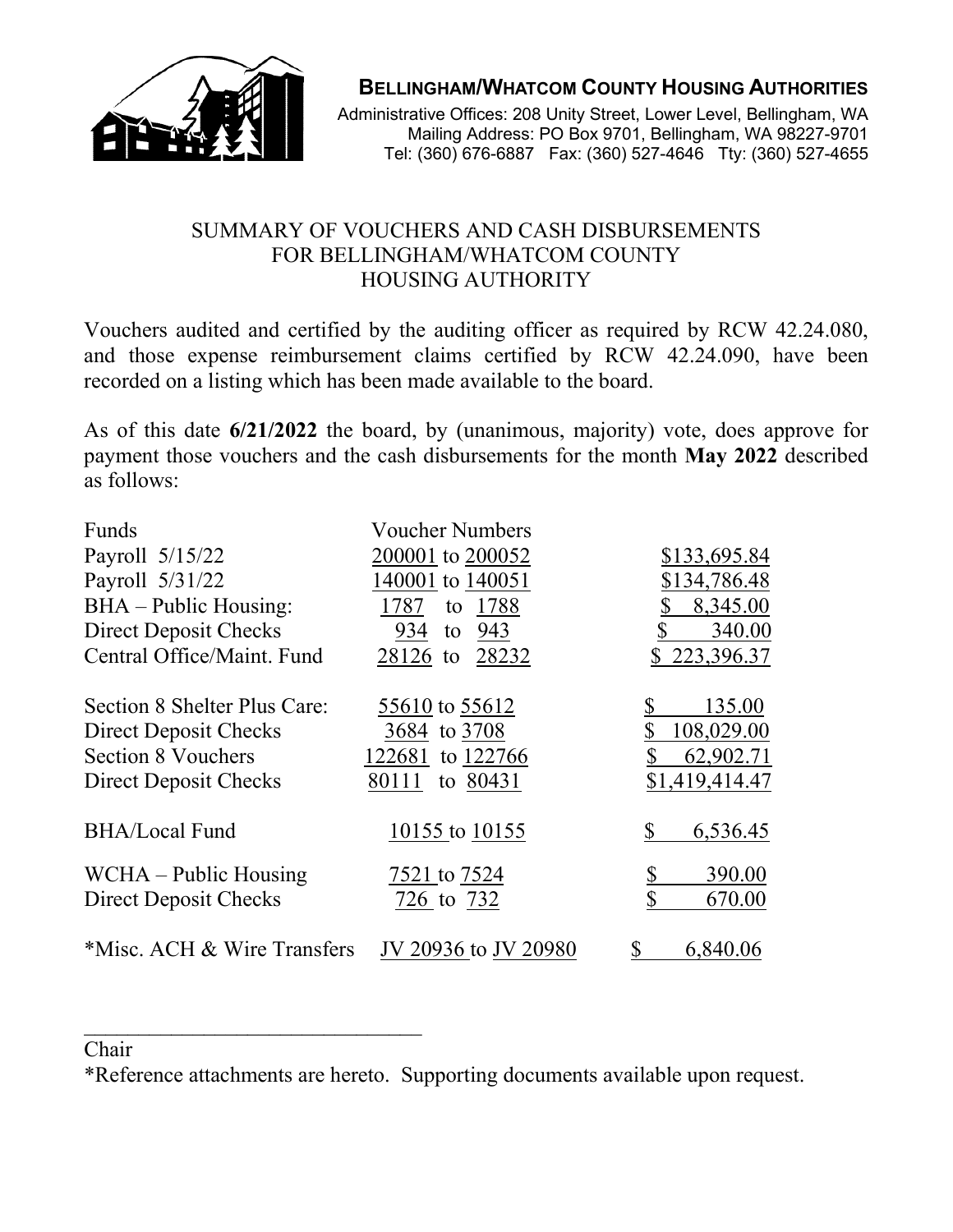**BELLINGHAM/WHATCOM COUNTY HOUSING AUTHORITIES**

Administrative Offices: 208 Unity Street, Lower Level, Bellingham, WA
Mailing Address: PO Box 9701, Bellingham, WA 98227-9701
Tel: (360) 676-6887 Fax: (360) 527-4646 Tty: (360) 527-4655

# SUMMARY OF VOUCHERS AND CASH DISBURSEMENTS FOR BELLINGHAM/WHATCOM COUNTY HOUSING AUTHORITY

Vouchers audited and certified by the auditing officer as required by RCW 42.24.080, and those expense reimbursement claims certified by RCW 42.24.090, have been recorded on a listing which has been made available to the board.

As of this date **6/21/2022** the board, by (unanimous, majority) vote, does approve for payment those vouchers and the cash disbursements for the month **May 2022** described as follows:

| Funds | Voucher Numbers | |
|---|---|---|
| Payroll 5/15/22 | 200001 to 200052 | $133,695.84 |
| Payroll 5/31/22 | 140001 to 140051 | $134,786.48 |
| BHA – Public Housing: | 1787 to 1788 | $ 8,345.00 |
| Direct Deposit Checks | 934 to 943 | $ 340.00 |
| Central Office/Maint. Fund | 28126 to 28232 | $ 223,396.37 |
| | | |
| Section 8 Shelter Plus Care: | 55610 to 55612 | $ 135.00 |
| Direct Deposit Checks | 3684 to 3708 | $ 108,029.00 |
| Section 8 Vouchers | 122681 to 122766 | $ 62,902.71 |
| Direct Deposit Checks | 80111 to 80431 | $1,419,414.47 |
| | | |
| BHA/Local Fund | 10155 to 10155 | $ 6,536.45 |
| | | |
| WCHA – Public Housing | 7521 to 7524 | $ 390.00 |
| Direct Deposit Checks | 726 to 732 | $ 670.00 |
| | | |
| *Misc. ACH & Wire Transfers | JV 20936 to JV 20980 | $ 6,840.06 |

_______________________________
Chair

*Reference attachments are hereto. Supporting documents available upon request.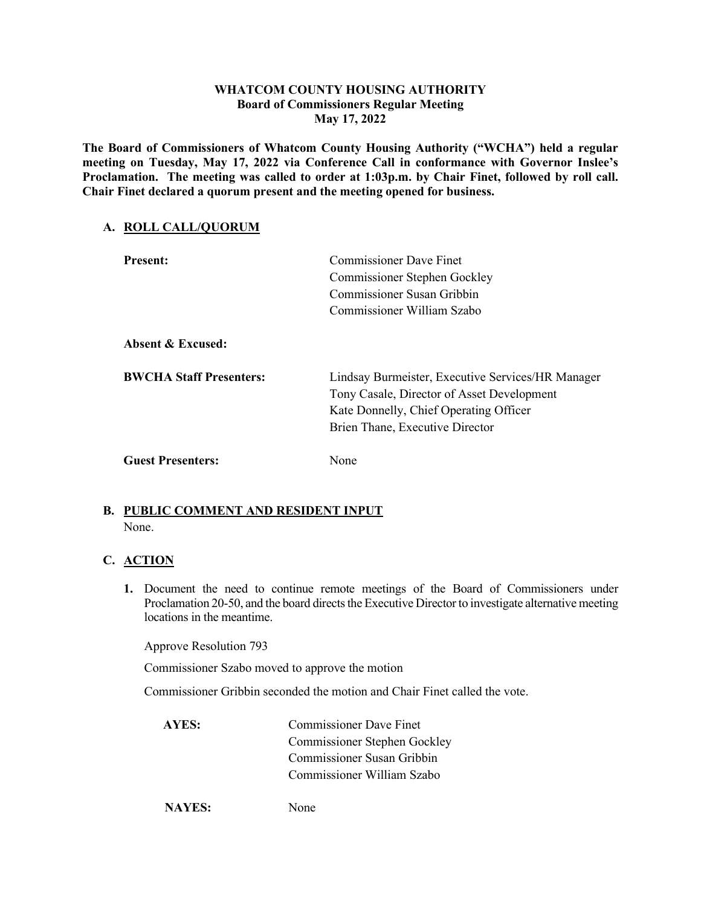**WHATCOM COUNTY HOUSING AUTHORITY**
**Board of Commissioners Regular Meeting**
**May 17, 2022**

**The Board of Commissioners of Whatcom County Housing Authority ("WCHA") held a regular meeting on Tuesday, May 17, 2022 via Conference Call in conformance with Governor Inslee's Proclamation. The meeting was called to order at 1:03p.m. by Chair Finet, followed by roll call. Chair Finet declared a quorum present and the meeting opened for business.**

## A. ROLL CALL/QUORUM

| | |
|---|---|
| **Present:** | Commissioner Dave Finet<br>Commissioner Stephen Gockley<br>Commissioner Susan Gribbin<br>Commissioner William Szabo |
| **Absent & Excused:** | |
| **BWCHA Staff Presenters:** | Lindsay Burmeister, Executive Services/HR Manager<br>Tony Casale, Director of Asset Development<br>Kate Donnelly, Chief Operating Officer<br>Brien Thane, Executive Director |
| **Guest Presenters:** | None |

## B. PUBLIC COMMENT AND RESIDENT INPUT

None.

## C. ACTION

1. Document the need to continue remote meetings of the Board of Commissioners under Proclamation 20-50, and the board directs the Executive Director to investigate alternative meeting locations in the meantime.

   Approve Resolution 793

   Commissioner Szabo moved to approve the motion

   Commissioner Gribbin seconded the motion and Chair Finet called the vote.

   | | |
   |---|---|
   | **AYES:** | Commissioner Dave Finet<br>Commissioner Stephen Gockley<br>Commissioner Susan Gribbin<br>Commissioner William Szabo |
   | **NAYES:** | None |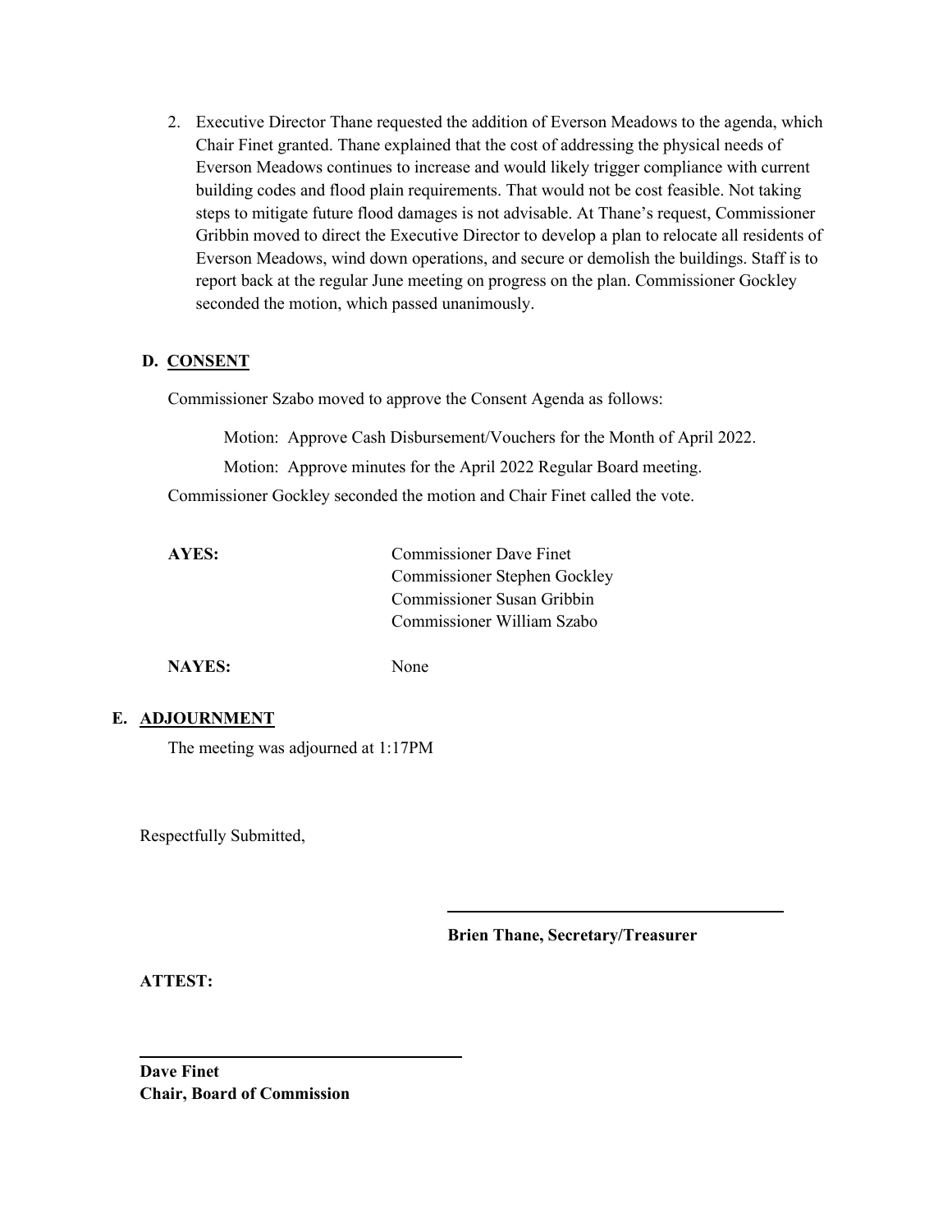2. Executive Director Thane requested the addition of Everson Meadows to the agenda, which Chair Finet granted. Thane explained that the cost of addressing the physical needs of Everson Meadows continues to increase and would likely trigger compliance with current building codes and flood plain requirements. That would not be cost feasible. Not taking steps to mitigate future flood damages is not advisable. At Thane's request, Commissioner Gribbin moved to direct the Executive Director to develop a plan to relocate all residents of Everson Meadows, wind down operations, and secure or demolish the buildings. Staff is to report back at the regular June meeting on progress on the plan. Commissioner Gockley seconded the motion, which passed unanimously.

## D. CONSENT

Commissioner Szabo moved to approve the Consent Agenda as follows:

Motion: Approve Cash Disbursement/Vouchers for the Month of April 2022.

Motion: Approve minutes for the April 2022 Regular Board meeting.

Commissioner Gockley seconded the motion and Chair Finet called the vote.

| | |
|---|---|
| **AYES:** | Commissioner Dave Finet<br>Commissioner Stephen Gockley<br>Commissioner Susan Gribbin<br>Commissioner William Szabo |
| **NAYES:** | None |

## E. ADJOURNMENT

The meeting was adjourned at 1:17PM

Respectfully Submitted,

**Brien Thane, Secretary/Treasurer**

**ATTEST:**

**Dave Finet**
**Chair, Board of Commission**